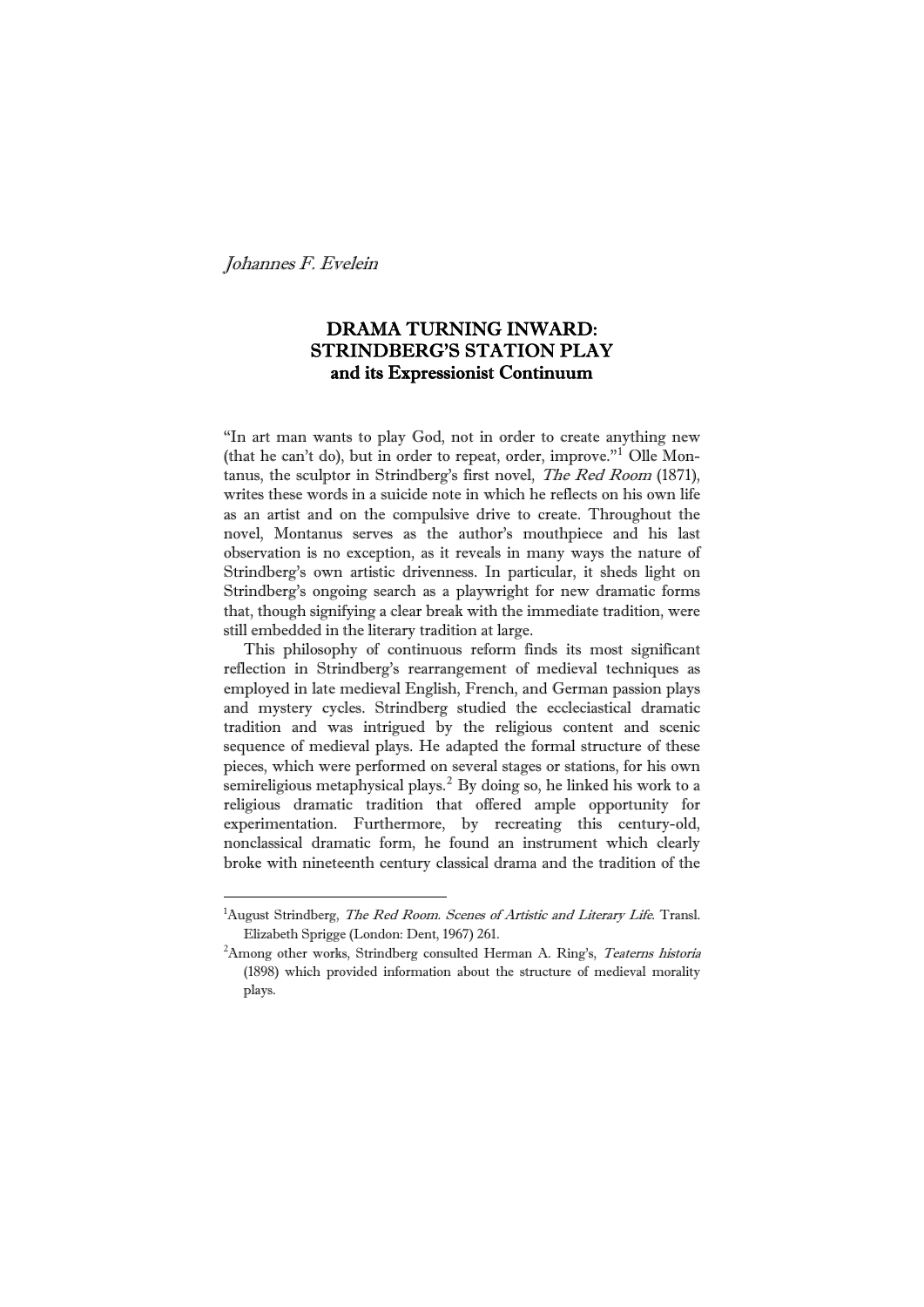*Johannes F. Evelein*

# DRAMA TURNING INWARD: STRINDBERG'S STATION PLAY and its Expressionist Continuum

"In art man wants to play God, not in order to create anything new (that he can't do), but in order to repeat, order, improve."[1] Olle Montanus, the sculptor in Strindberg's first novel, *The Red Room* (1871), writes these words in a suicide note in which he reflects on his own life as an artist and on the compulsive drive to create. Throughout the novel, Montanus serves as the author's mouthpiece and his last observation is no exception, as it reveals in many ways the nature of Strindberg's own artistic drivenness. In particular, it sheds light on Strindberg's ongoing search as a playwright for new dramatic forms that, though signifying a clear break with the immediate tradition, were still embedded in the literary tradition at large.

This philosophy of continuous reform finds its most significant reflection in Strindberg's rearrangement of medieval techniques as employed in late medieval English, French, and German passion plays and mystery cycles. Strindberg studied the eccleciastical dramatic tradition and was intrigued by the religious content and scenic sequence of medieval plays. He adapted the formal structure of these pieces, which were performed on several stages or stations, for his own semireligious metaphysical plays.[2] By doing so, he linked his work to a religious dramatic tradition that offered ample opportunity for experimentation. Furthermore, by recreating this century-old, nonclassical dramatic form, he found an instrument which clearly broke with nineteenth century classical drama and the tradition of the

---

[1] August Strindberg, *The Red Room. Scenes of Artistic and Literary Life*. Transl. Elizabeth Sprigge (London: Dent, 1967) 261.

[2] Among other works, Strindberg consulted Herman A. Ring's, *Teaterns historia* (1898) which provided information about the structure of medieval morality plays.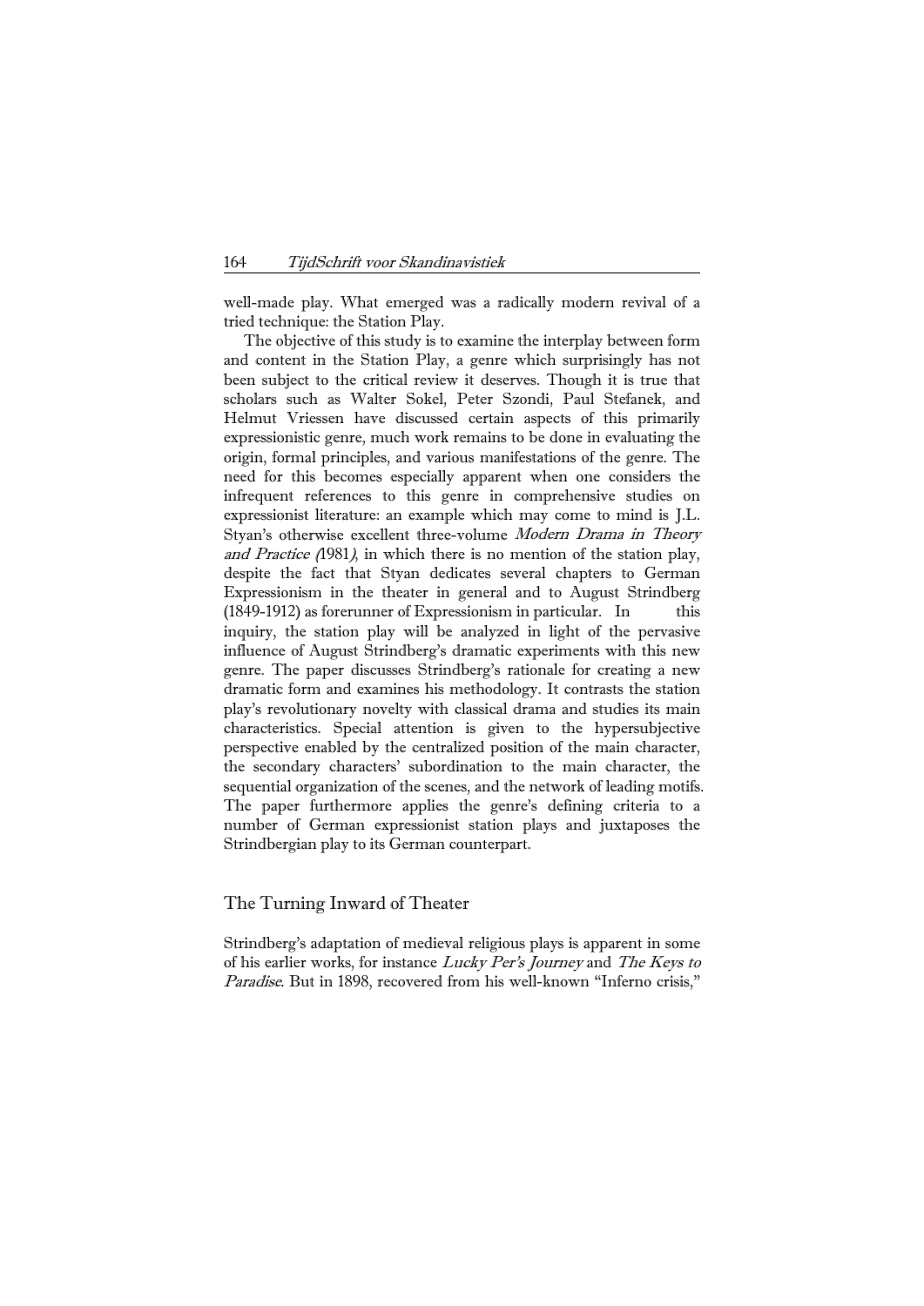well-made play. What emerged was a radically modern revival of a tried technique: the Station Play.

The objective of this study is to examine the interplay between form and content in the Station Play, a genre which surprisingly has not been subject to the critical review it deserves. Though it is true that scholars such as Walter Sokel, Peter Szondi, Paul Stefanek, and Helmut Vriessen have discussed certain aspects of this primarily expressionistic genre, much work remains to be done in evaluating the origin, formal principles, and various manifestations of the genre. The need for this becomes especially apparent when one considers the infrequent references to this genre in comprehensive studies on expressionist literature: an example which may come to mind is J.L. Styan's otherwise excellent three-volume *Modern Drama in Theory and Practice (*1981*)*, in which there is no mention of the station play, despite the fact that Styan dedicates several chapters to German Expressionism in the theater in general and to August Strindberg (1849-1912) as forerunner of Expressionism in particular. In this inquiry, the station play will be analyzed in light of the pervasive influence of August Strindberg's dramatic experiments with this new genre. The paper discusses Strindberg's rationale for creating a new dramatic form and examines his methodology. It contrasts the station play's revolutionary novelty with classical drama and studies its main characteristics. Special attention is given to the hypersubjective perspective enabled by the centralized position of the main character, the secondary characters' subordination to the main character, the sequential organization of the scenes, and the network of leading motifs. The paper furthermore applies the genre's defining criteria to a number of German expressionist station plays and juxtaposes the Strindbergian play to its German counterpart.

## The Turning Inward of Theater

Strindberg's adaptation of medieval religious plays is apparent in some of his earlier works, for instance *Lucky Per's Journey* and *The Keys to Paradise*. But in 1898, recovered from his well-known "Inferno crisis,"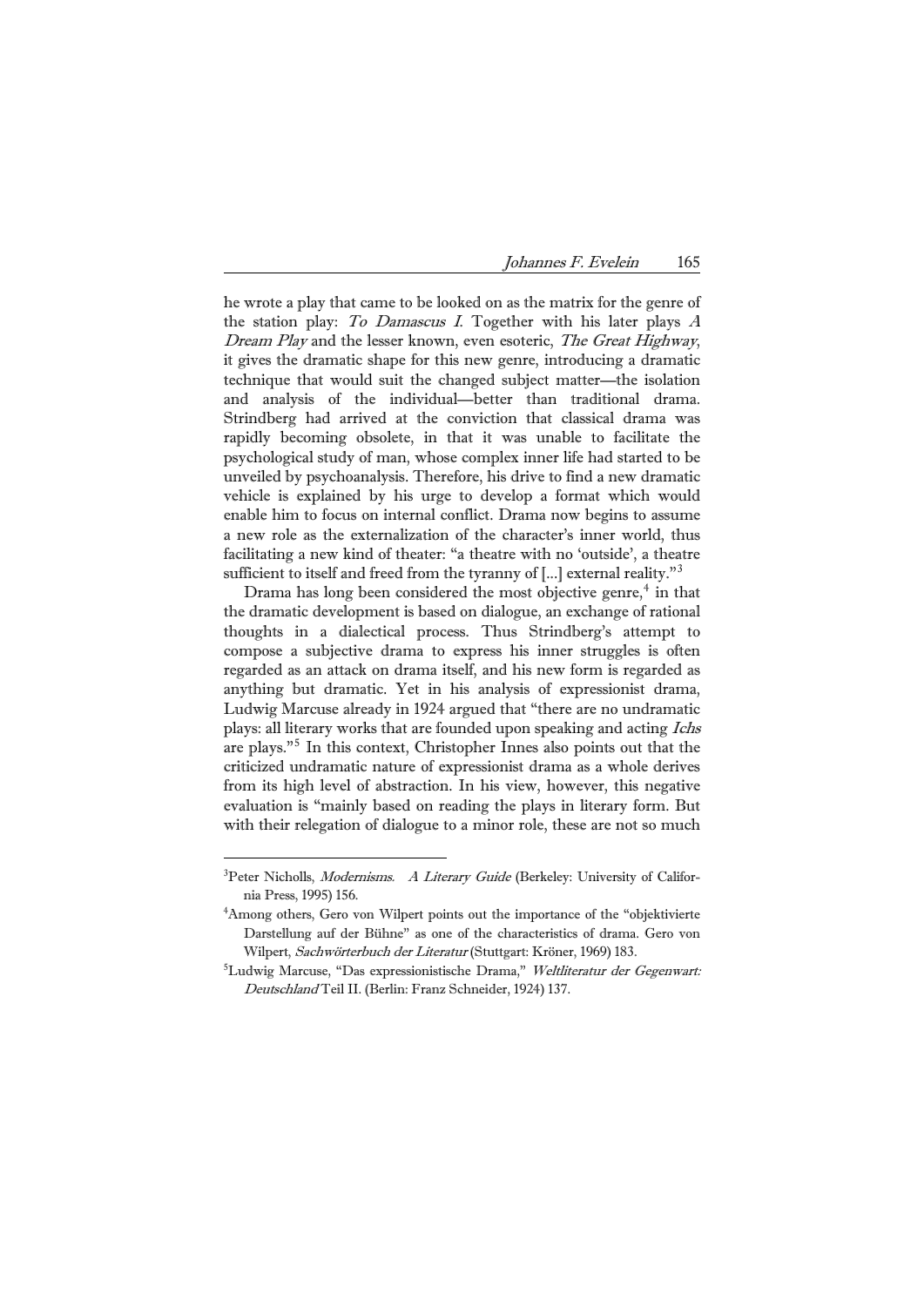he wrote a play that came to be looked on as the matrix for the genre of the station play: *To Damascus I*. Together with his later plays *A Dream Play* and the lesser known, even esoteric, *The Great Highway*, it gives the dramatic shape for this new genre, introducing a dramatic technique that would suit the changed subject matter—the isolation and analysis of the individual—better than traditional drama. Strindberg had arrived at the conviction that classical drama was rapidly becoming obsolete, in that it was unable to facilitate the psychological study of man, whose complex inner life had started to be unveiled by psychoanalysis. Therefore, his drive to find a new dramatic vehicle is explained by his urge to develop a format which would enable him to focus on internal conflict. Drama now begins to assume a new role as the externalization of the character's inner world, thus facilitating a new kind of theater: "a theatre with no 'outside', a theatre sufficient to itself and freed from the tyranny of [...] external reality."[3]

Drama has long been considered the most objective genre,[4] in that the dramatic development is based on dialogue, an exchange of rational thoughts in a dialectical process. Thus Strindberg's attempt to compose a subjective drama to express his inner struggles is often regarded as an attack on drama itself, and his new form is regarded as anything but dramatic. Yet in his analysis of expressionist drama, Ludwig Marcuse already in 1924 argued that "there are no undramatic plays: all literary works that are founded upon speaking and acting *Ichs* are plays."[5] In this context, Christopher Innes also points out that the criticized undramatic nature of expressionist drama as a whole derives from its high level of abstraction. In his view, however, this negative evaluation is "mainly based on reading the plays in literary form. But with their relegation of dialogue to a minor role, these are not so much

---

[3]Peter Nicholls, *Modernisms. A Literary Guide* (Berkeley: University of California Press, 1995) 156.

[4]Among others, Gero von Wilpert points out the importance of the "objektivierte Darstellung auf der Bühne" as one of the characteristics of drama. Gero von Wilpert, *Sachwörterbuch der Literatur* (Stuttgart: Kröner, 1969) 183.

[5]Ludwig Marcuse, "Das expressionistische Drama," *Weltliteratur der Gegenwart: Deutschland* Teil II. (Berlin: Franz Schneider, 1924) 137.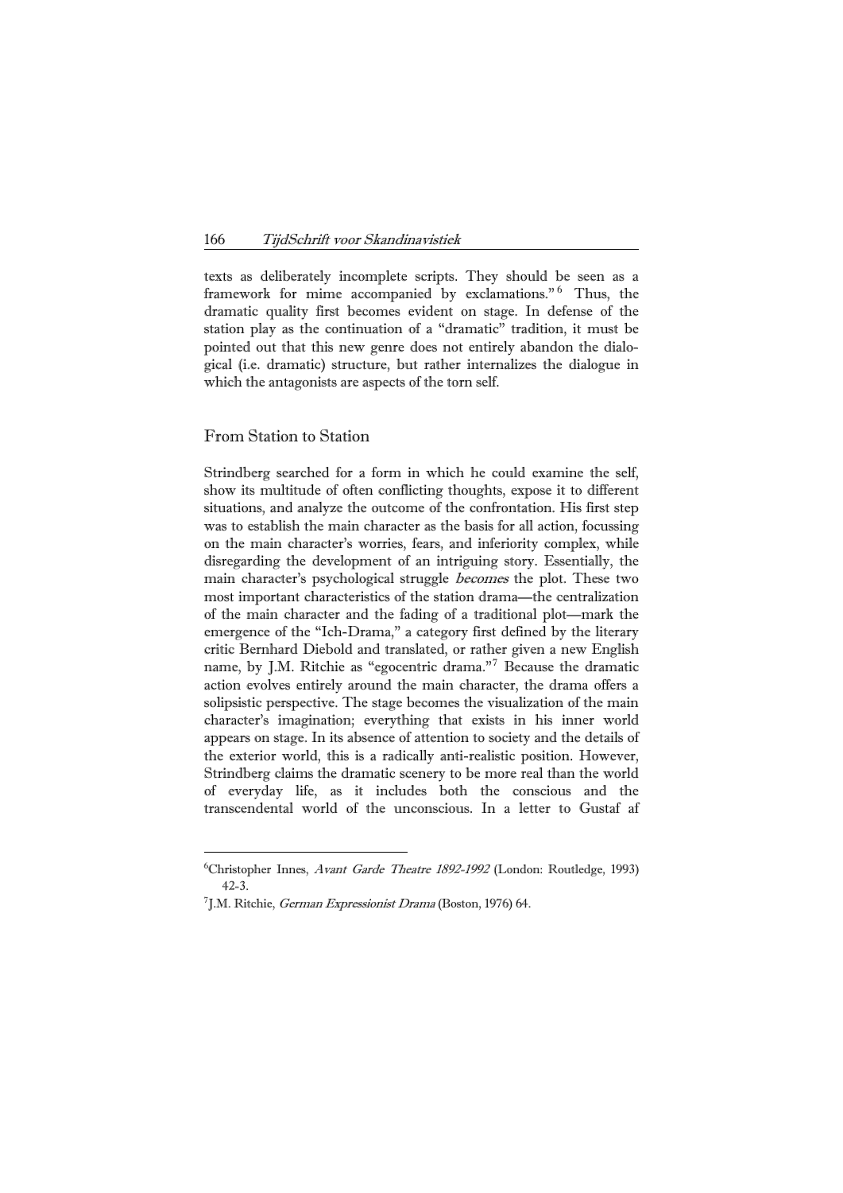texts as deliberately incomplete scripts. They should be seen as a framework for mime accompanied by exclamations."[6] Thus, the dramatic quality first becomes evident on stage. In defense of the station play as the continuation of a "dramatic" tradition, it must be pointed out that this new genre does not entirely abandon the dialogical (i.e. dramatic) structure, but rather internalizes the dialogue in which the antagonists are aspects of the torn self.

## From Station to Station

Strindberg searched for a form in which he could examine the self, show its multitude of often conflicting thoughts, expose it to different situations, and analyze the outcome of the confrontation. His first step was to establish the main character as the basis for all action, focussing on the main character's worries, fears, and inferiority complex, while disregarding the development of an intriguing story. Essentially, the main character's psychological struggle *becomes* the plot. These two most important characteristics of the station drama—the centralization of the main character and the fading of a traditional plot—mark the emergence of the "Ich-Drama," a category first defined by the literary critic Bernhard Diebold and translated, or rather given a new English name, by J.M. Ritchie as "egocentric drama."[7] Because the dramatic action evolves entirely around the main character, the drama offers a solipsistic perspective. The stage becomes the visualization of the main character's imagination; everything that exists in his inner world appears on stage. In its absence of attention to society and the details of the exterior world, this is a radically anti-realistic position. However, Strindberg claims the dramatic scenery to be more real than the world of everyday life, as it includes both the conscious and the transcendental world of the unconscious. In a letter to Gustaf af

---

[6] Christopher Innes, *Avant Garde Theatre 1892-1992* (London: Routledge, 1993) 42-3.

[7] J.M. Ritchie, *German Expressionist Drama* (Boston, 1976) 64.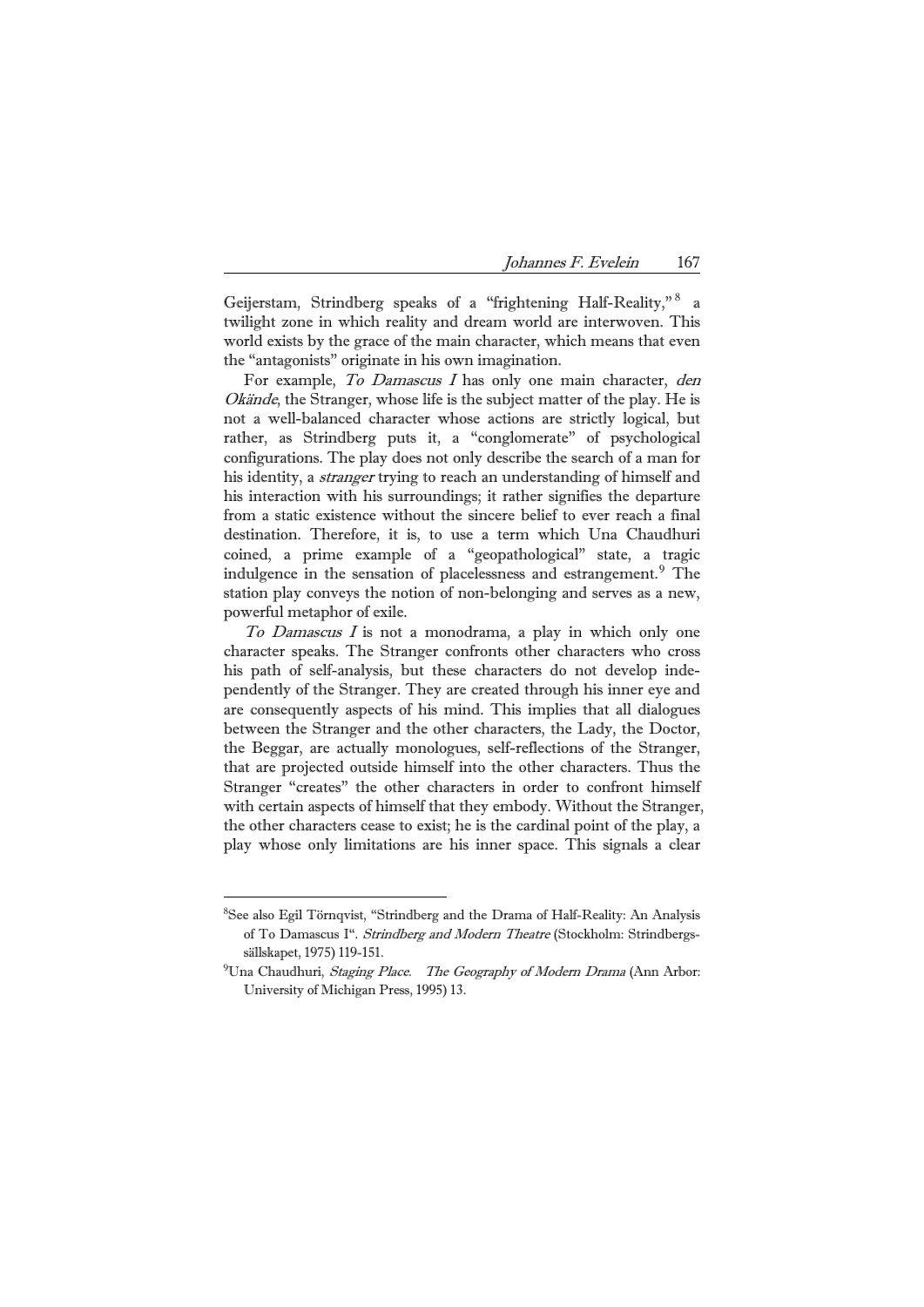Geijerstam, Strindberg speaks of a "frightening Half-Reality,"[8] a twilight zone in which reality and dream world are interwoven. This world exists by the grace of the main character, which means that even the "antagonists" originate in his own imagination.

For example, *To Damascus I* has only one main character, *den Okände*, the Stranger, whose life is the subject matter of the play. He is not a well-balanced character whose actions are strictly logical, but rather, as Strindberg puts it, a "conglomerate" of psychological configurations. The play does not only describe the search of a man for his identity, a *stranger* trying to reach an understanding of himself and his interaction with his surroundings; it rather signifies the departure from a static existence without the sincere belief to ever reach a final destination. Therefore, it is, to use a term which Una Chaudhuri coined, a prime example of a "geopathological" state, a tragic indulgence in the sensation of placelessness and estrangement.[9] The station play conveys the notion of non-belonging and serves as a new, powerful metaphor of exile.

*To Damascus I* is not a monodrama, a play in which only one character speaks. The Stranger confronts other characters who cross his path of self-analysis, but these characters do not develop independently of the Stranger. They are created through his inner eye and are consequently aspects of his mind. This implies that all dialogues between the Stranger and the other characters, the Lady, the Doctor, the Beggar, are actually monologues, self-reflections of the Stranger, that are projected outside himself into the other characters. Thus the Stranger "creates" the other characters in order to confront himself with certain aspects of himself that they embody. Without the Stranger, the other characters cease to exist; he is the cardinal point of the play, a play whose only limitations are his inner space. This signals a clear

---

[8] See also Egil Törnqvist, "Strindberg and the Drama of Half-Reality: An Analysis of To Damascus I". *Strindberg and Modern Theatre* (Stockholm: Strindbergssällskapet, 1975) 119-151.

[9] Una Chaudhuri, *Staging Place. The Geography of Modern Drama* (Ann Arbor: University of Michigan Press, 1995) 13.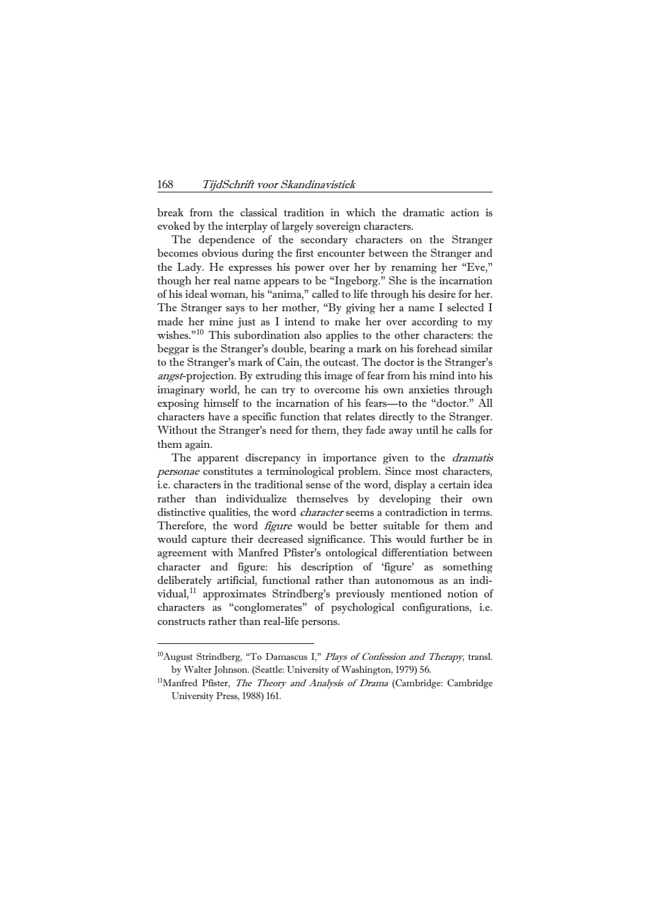break from the classical tradition in which the dramatic action is evoked by the interplay of largely sovereign characters.

The dependence of the secondary characters on the Stranger becomes obvious during the first encounter between the Stranger and the Lady. He expresses his power over her by renaming her "Eve," though her real name appears to be "Ingeborg." She is the incarnation of his ideal woman, his "anima," called to life through his desire for her. The Stranger says to her mother, "By giving her a name I selected I made her mine just as I intend to make her over according to my wishes."[10] This subordination also applies to the other characters: the beggar is the Stranger's double, bearing a mark on his forehead similar to the Stranger's mark of Cain, the outcast. The doctor is the Stranger's *angst*-projection. By extruding this image of fear from his mind into his imaginary world, he can try to overcome his own anxieties through exposing himself to the incarnation of his fears—to the "doctor." All characters have a specific function that relates directly to the Stranger. Without the Stranger's need for them, they fade away until he calls for them again.

The apparent discrepancy in importance given to the *dramatis personae* constitutes a terminological problem. Since most characters, i.e. characters in the traditional sense of the word, display a certain idea rather than individualize themselves by developing their own distinctive qualities, the word *character* seems a contradiction in terms. Therefore, the word *figure* would be better suitable for them and would capture their decreased significance. This would further be in agreement with Manfred Pfister's ontological differentiation between character and figure: his description of 'figure' as something deliberately artificial, functional rather than autonomous as an individual,[11] approximates Strindberg's previously mentioned notion of characters as "conglomerates" of psychological configurations, i.e. constructs rather than real-life persons.

---

[10] August Strindberg, "To Damascus I," *Plays of Confession and Therapy*, transl. by Walter Johnson. (Seattle: University of Washington, 1979) 56.

[11] Manfred Pfister, *The Theory and Analysis of Drama* (Cambridge: Cambridge University Press, 1988) 161.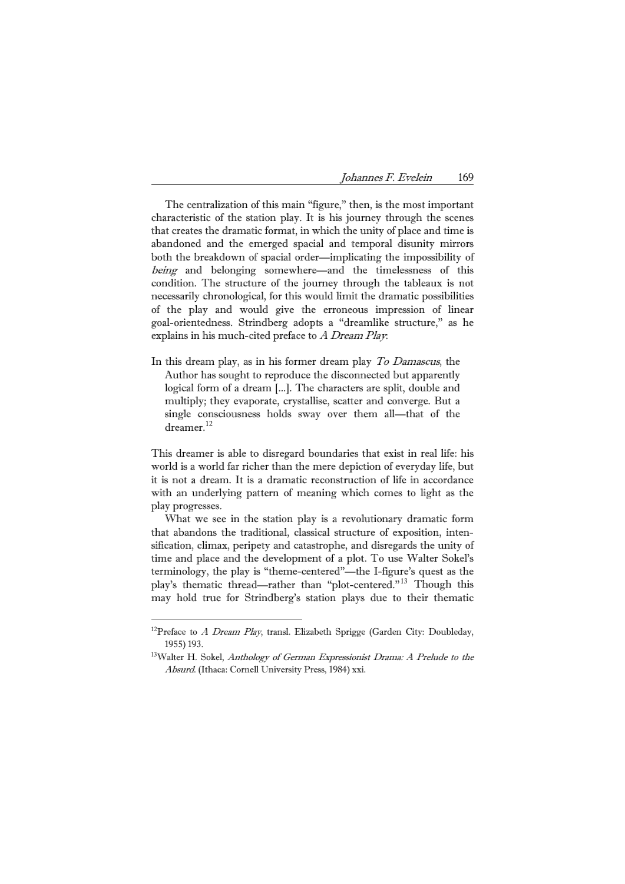The centralization of this main "figure," then, is the most important characteristic of the station play. It is his journey through the scenes that creates the dramatic format, in which the unity of place and time is abandoned and the emerged spacial and temporal disunity mirrors both the breakdown of spacial order—implicating the impossibility of *being* and belonging somewhere—and the timelessness of this condition. The structure of the journey through the tableaux is not necessarily chronological, for this would limit the dramatic possibilities of the play and would give the erroneous impression of linear goal-orientedness. Strindberg adopts a "dreamlike structure," as he explains in his much-cited preface to *A Dream Play*:

> In this dream play, as in his former dream play *To Damascus*, the Author has sought to reproduce the disconnected but apparently logical form of a dream [...]. The characters are split, double and multiply; they evaporate, crystallise, scatter and converge. But a single consciousness holds sway over them all—that of the dreamer.[12]

This dreamer is able to disregard boundaries that exist in real life: his world is a world far richer than the mere depiction of everyday life, but it is not a dream. It is a dramatic reconstruction of life in accordance with an underlying pattern of meaning which comes to light as the play progresses.

What we see in the station play is a revolutionary dramatic form that abandons the traditional, classical structure of exposition, intensification, climax, peripety and catastrophe, and disregards the unity of time and place and the development of a plot. To use Walter Sokel's terminology, the play is "theme-centered"—the I-figure's quest as the play's thematic thread—rather than "plot-centered."[13] Though this may hold true for Strindberg's station plays due to their thematic

---

[12] Preface to *A Dream Play*, transl. Elizabeth Sprigge (Garden City: Doubleday, 1955) 193.

[13] Walter H. Sokel, *Anthology of German Expressionist Drama: A Prelude to the Absurd*. (Ithaca: Cornell University Press, 1984) xxi.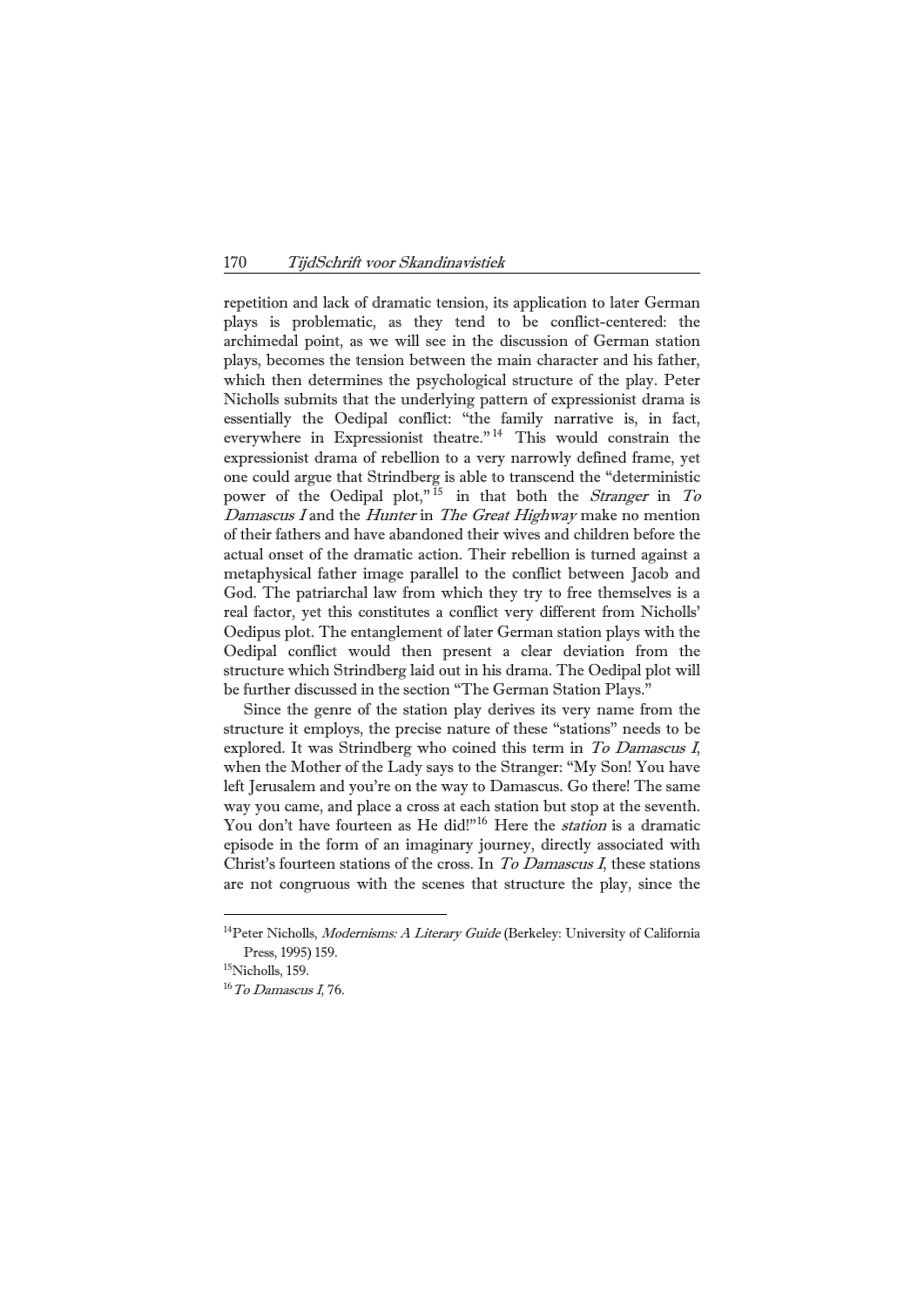repetition and lack of dramatic tension, its application to later German plays is problematic, as they tend to be conflict-centered: the archimedal point, as we will see in the discussion of German station plays, becomes the tension between the main character and his father, which then determines the psychological structure of the play. Peter Nicholls submits that the underlying pattern of expressionist drama is essentially the Oedipal conflict: "the family narrative is, in fact, everywhere in Expressionist theatre."[14] This would constrain the expressionist drama of rebellion to a very narrowly defined frame, yet one could argue that Strindberg is able to transcend the "deterministic power of the Oedipal plot,"[15] in that both the *Stranger* in *To Damascus I* and the *Hunter* in *The Great Highway* make no mention of their fathers and have abandoned their wives and children before the actual onset of the dramatic action. Their rebellion is turned against a metaphysical father image parallel to the conflict between Jacob and God. The patriarchal law from which they try to free themselves is a real factor, yet this constitutes a conflict very different from Nicholls' Oedipus plot. The entanglement of later German station plays with the Oedipal conflict would then present a clear deviation from the structure which Strindberg laid out in his drama. The Oedipal plot will be further discussed in the section "The German Station Plays."

Since the genre of the station play derives its very name from the structure it employs, the precise nature of these "stations" needs to be explored. It was Strindberg who coined this term in *To Damascus I*, when the Mother of the Lady says to the Stranger: "My Son! You have left Jerusalem and you're on the way to Damascus. Go there! The same way you came, and place a cross at each station but stop at the seventh. You don't have fourteen as He did!"[16] Here the *station* is a dramatic episode in the form of an imaginary journey, directly associated with Christ's fourteen stations of the cross. In *To Damascus I*, these stations are not congruous with the scenes that structure the play, since the

---

[14] Peter Nicholls, *Modernisms: A Literary Guide* (Berkeley: University of California Press, 1995) 159.

[15] Nicholls, 159.

[16] *To Damascus I*, 76.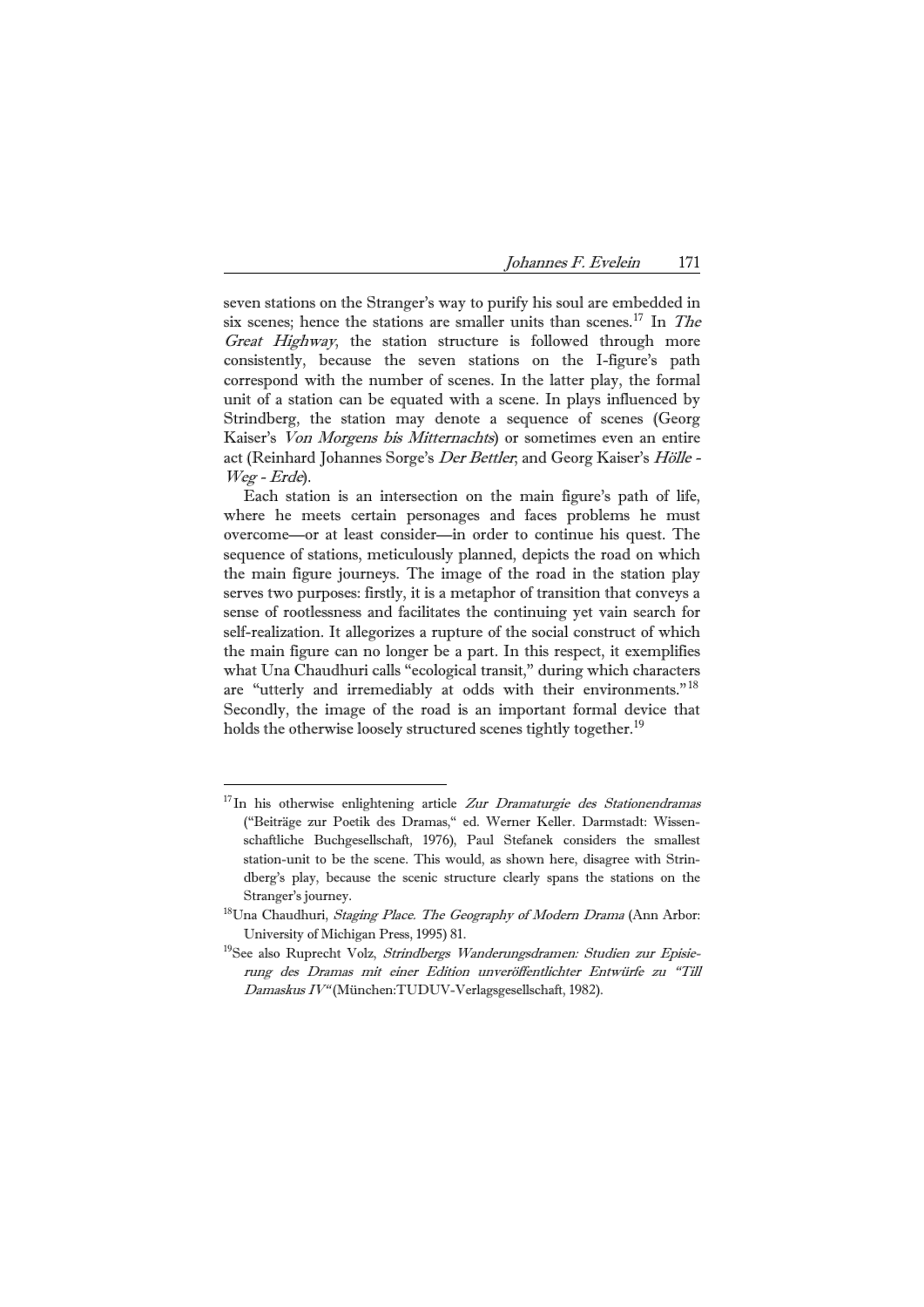seven stations on the Stranger's way to purify his soul are embedded in six scenes; hence the stations are smaller units than scenes.[17] In *The Great Highway*, the station structure is followed through more consistently, because the seven stations on the I-figure's path correspond with the number of scenes. In the latter play, the formal unit of a station can be equated with a scene. In plays influenced by Strindberg, the station may denote a sequence of scenes (Georg Kaiser's *Von Morgens bis Mitternachts*) or sometimes even an entire act (Reinhard Johannes Sorge's *Der Bettler*, and Georg Kaiser's *Hölle - Weg - Erde*).

Each station is an intersection on the main figure's path of life, where he meets certain personages and faces problems he must overcome—or at least consider—in order to continue his quest. The sequence of stations, meticulously planned, depicts the road on which the main figure journeys. The image of the road in the station play serves two purposes: firstly, it is a metaphor of transition that conveys a sense of rootlessness and facilitates the continuing yet vain search for self-realization. It allegorizes a rupture of the social construct of which the main figure can no longer be a part. In this respect, it exemplifies what Una Chaudhuri calls "ecological transit," during which characters are "utterly and irremediably at odds with their environments."[18] Secondly, the image of the road is an important formal device that holds the otherwise loosely structured scenes tightly together.[19]

---

[17] In his otherwise enlightening article *Zur Dramaturgie des Stationendramas* ("Beiträge zur Poetik des Dramas," ed. Werner Keller. Darmstadt: Wissenschaftliche Buchgesellschaft, 1976), Paul Stefanek considers the smallest station-unit to be the scene. This would, as shown here, disagree with Strindberg's play, because the scenic structure clearly spans the stations on the Stranger's journey.

[18] Una Chaudhuri, *Staging Place. The Geography of Modern Drama* (Ann Arbor: University of Michigan Press, 1995) 81.

[19] See also Ruprecht Volz, *Strindbergs Wanderungsdramen: Studien zur Episierung des Dramas mit einer Edition unveröffentlichter Entwürfe zu "Till Damaskus IV"* (München:TUDUV-Verlagsgesellschaft, 1982).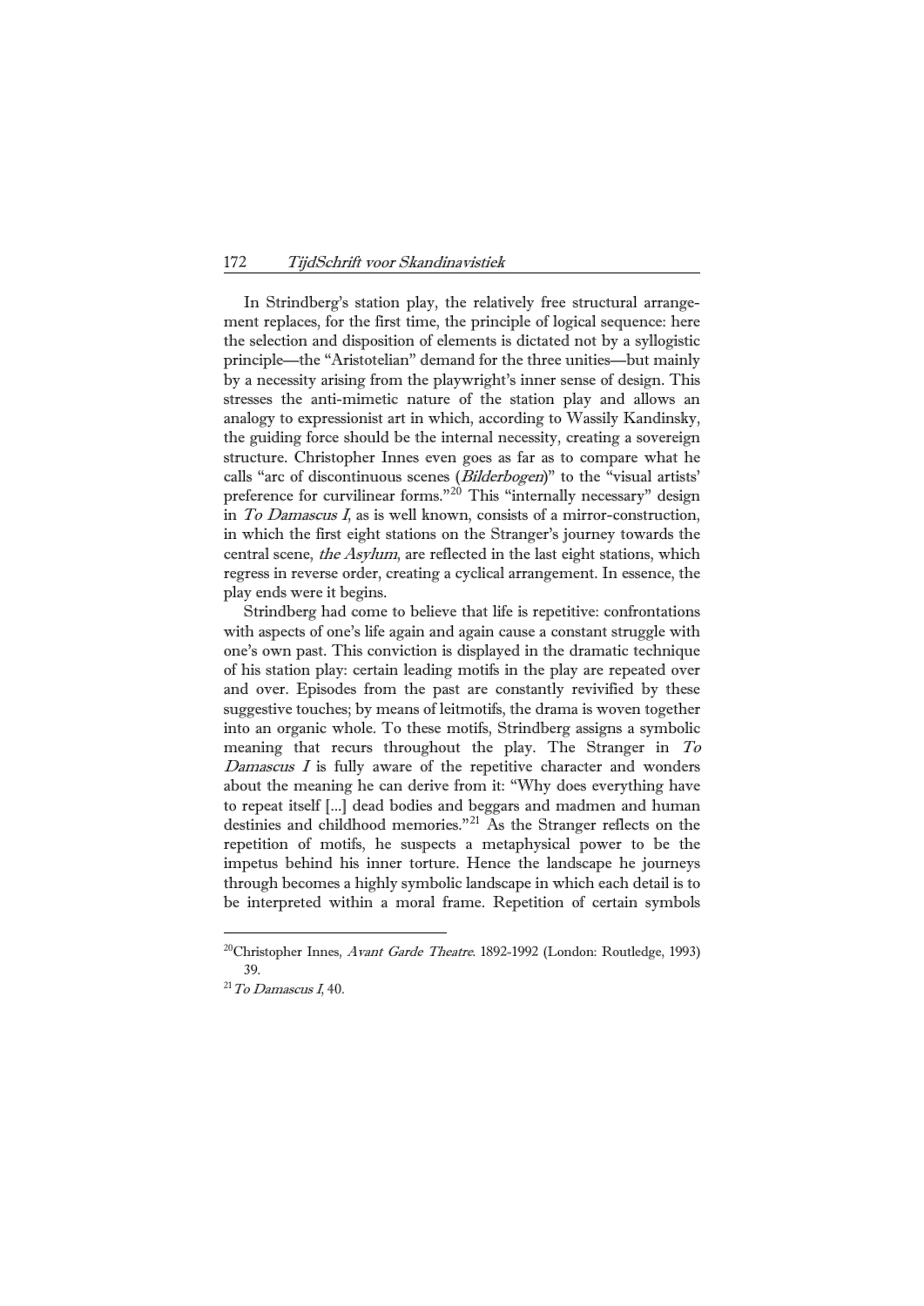In Strindberg's station play, the relatively free structural arrangement replaces, for the first time, the principle of logical sequence: here the selection and disposition of elements is dictated not by a syllogistic principle—the "Aristotelian" demand for the three unities—but mainly by a necessity arising from the playwright's inner sense of design. This stresses the anti-mimetic nature of the station play and allows an analogy to expressionist art in which, according to Wassily Kandinsky, the guiding force should be the internal necessity, creating a sovereign structure. Christopher Innes even goes as far as to compare what he calls "arc of discontinuous scenes (*Bilderbogen*)" to the "visual artists' preference for curvilinear forms."[20] This "internally necessary" design in *To Damascus I*, as is well known, consists of a mirror-construction, in which the first eight stations on the Stranger's journey towards the central scene, *the Asylum*, are reflected in the last eight stations, which regress in reverse order, creating a cyclical arrangement. In essence, the play ends were it begins.

Strindberg had come to believe that life is repetitive: confrontations with aspects of one's life again and again cause a constant struggle with one's own past. This conviction is displayed in the dramatic technique of his station play: certain leading motifs in the play are repeated over and over. Episodes from the past are constantly revivified by these suggestive touches; by means of leitmotifs, the drama is woven together into an organic whole. To these motifs, Strindberg assigns a symbolic meaning that recurs throughout the play. The Stranger in *To Damascus I* is fully aware of the repetitive character and wonders about the meaning he can derive from it: "Why does everything have to repeat itself [...] dead bodies and beggars and madmen and human destinies and childhood memories."[21] As the Stranger reflects on the repetition of motifs, he suspects a metaphysical power to be the impetus behind his inner torture. Hence the landscape he journeys through becomes a highly symbolic landscape in which each detail is to be interpreted within a moral frame. Repetition of certain symbols

---

[20] Christopher Innes, *Avant Garde Theatre*. 1892-1992 (London: Routledge, 1993) 39.

[21] *To Damascus I*, 40.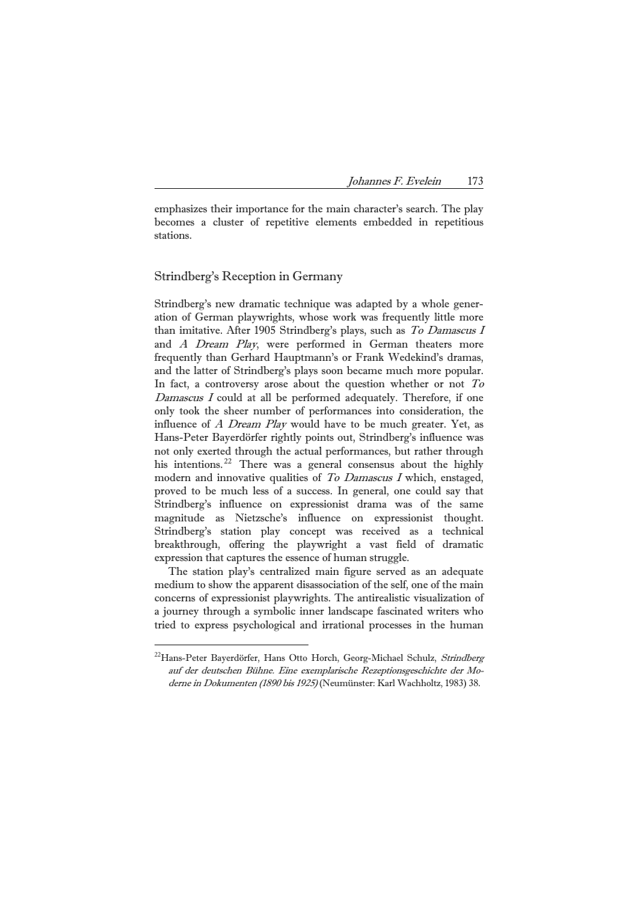emphasizes their importance for the main character's search. The play becomes a cluster of repetitive elements embedded in repetitious stations.

## Strindberg's Reception in Germany

Strindberg's new dramatic technique was adapted by a whole generation of German playwrights, whose work was frequently little more than imitative. After 1905 Strindberg's plays, such as *To Damascus I* and *A Dream Play*, were performed in German theaters more frequently than Gerhard Hauptmann's or Frank Wedekind's dramas, and the latter of Strindberg's plays soon became much more popular. In fact, a controversy arose about the question whether or not *To Damascus I* could at all be performed adequately. Therefore, if one only took the sheer number of performances into consideration, the influence of *A Dream Play* would have to be much greater. Yet, as Hans-Peter Bayerdörfer rightly points out, Strindberg's influence was not only exerted through the actual performances, but rather through his intentions.[22] There was a general consensus about the highly modern and innovative qualities of *To Damascus I* which, enstaged, proved to be much less of a success. In general, one could say that Strindberg's influence on expressionist drama was of the same magnitude as Nietzsche's influence on expressionist thought. Strindberg's station play concept was received as a technical breakthrough, offering the playwright a vast field of dramatic expression that captures the essence of human struggle.

The station play's centralized main figure served as an adequate medium to show the apparent disassociation of the self, one of the main concerns of expressionist playwrights. The antirealistic visualization of a journey through a symbolic inner landscape fascinated writers who tried to express psychological and irrational processes in the human

---

[22] Hans-Peter Bayerdörfer, Hans Otto Horch, Georg-Michael Schulz, *Strindberg auf der deutschen Bühne. Eine exemplarische Rezeptionsgeschichte der Moderne in Dokumenten (1890 bis 1925)* (Neumünster: Karl Wachholtz, 1983) 38.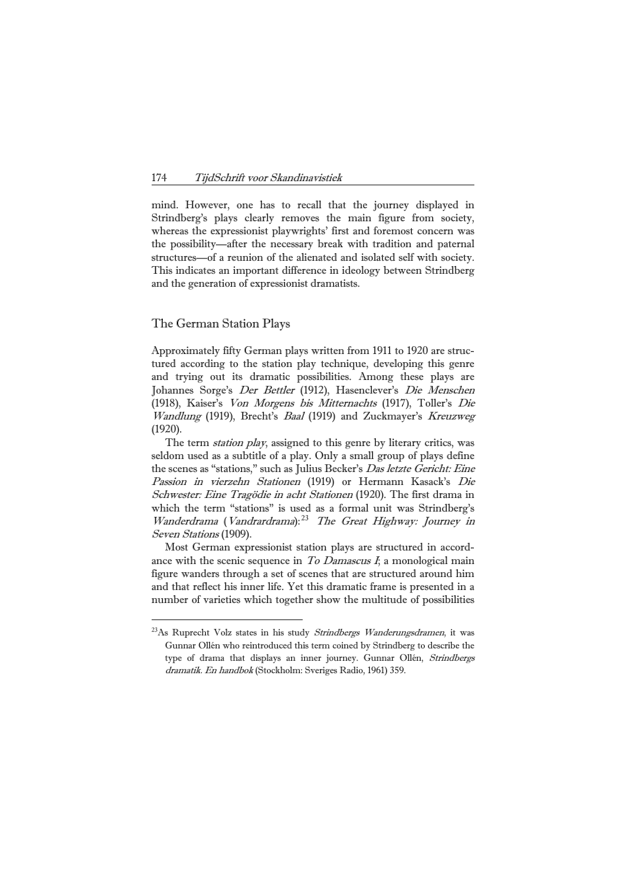mind. However, one has to recall that the journey displayed in Strindberg's plays clearly removes the main figure from society, whereas the expressionist playwrights' first and foremost concern was the possibility—after the necessary break with tradition and paternal structures—of a reunion of the alienated and isolated self with society. This indicates an important difference in ideology between Strindberg and the generation of expressionist dramatists.

## The German Station Plays

Approximately fifty German plays written from 1911 to 1920 are structured according to the station play technique, developing this genre and trying out its dramatic possibilities. Among these plays are Johannes Sorge's *Der Bettler* (1912), Hasenclever's *Die Menschen* (1918), Kaiser's *Von Morgens bis Mitternachts* (1917), Toller's *Die Wandlung* (1919), Brecht's *Baal* (1919) and Zuckmayer's *Kreuzweg* (1920).

The term *station play*, assigned to this genre by literary critics, was seldom used as a subtitle of a play. Only a small group of plays define the scenes as "stations," such as Julius Becker's *Das letzte Gericht: Eine Passion in vierzehn Stationen* (1919) or Hermann Kasack's *Die Schwester: Eine Tragödie in acht Stationen* (1920). The first drama in which the term "stations" is used as a formal unit was Strindberg's *Wanderdrama* (*Vandrardrama*):[23] *The Great Highway: Journey in Seven Stations* (1909).

Most German expressionist station plays are structured in accordance with the scenic sequence in *To Damascus I*; a monological main figure wanders through a set of scenes that are structured around him and that reflect his inner life. Yet this dramatic frame is presented in a number of varieties which together show the multitude of possibilities

---

[23] As Ruprecht Volz states in his study *Strindbergs Wanderungsdramen*, it was Gunnar Ollén who reintroduced this term coined by Strindberg to describe the type of drama that displays an inner journey. Gunnar Ollén, *Strindbergs dramatik. En handbok* (Stockholm: Sveriges Radio, 1961) 359.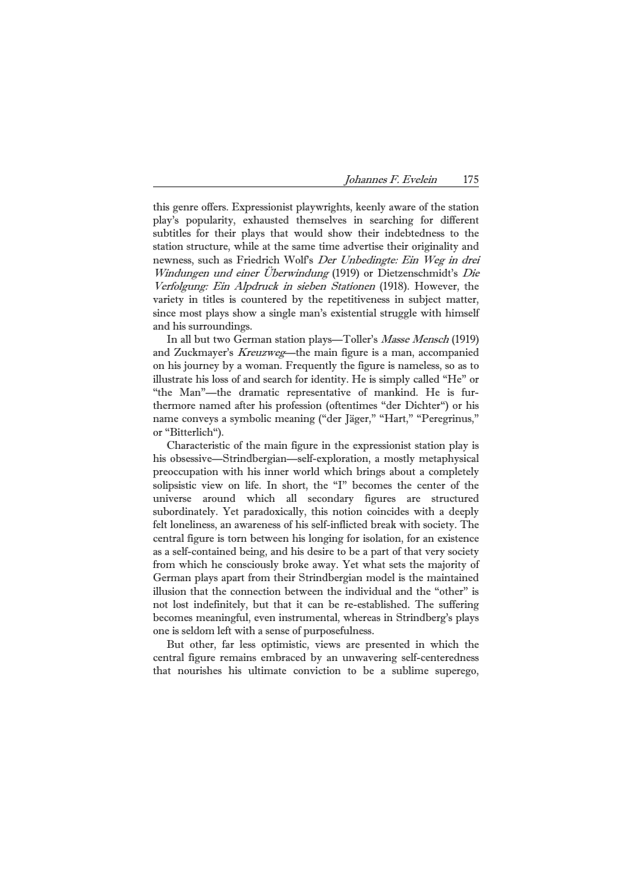this genre offers. Expressionist playwrights, keenly aware of the station play's popularity, exhausted themselves in searching for different subtitles for their plays that would show their indebtedness to the station structure, while at the same time advertise their originality and newness, such as Friedrich Wolf's *Der Unbedingte: Ein Weg in drei Windungen und einer Überwindung* (1919) or Dietzenschmidt's *Die Verfolgung: Ein Alpdruck in sieben Stationen* (1918). However, the variety in titles is countered by the repetitiveness in subject matter, since most plays show a single man's existential struggle with himself and his surroundings.

In all but two German station plays—Toller's *Masse Mensch* (1919) and Zuckmayer's *Kreuzweg*—the main figure is a man, accompanied on his journey by a woman. Frequently the figure is nameless, so as to illustrate his loss of and search for identity. He is simply called "He" or "the Man"—the dramatic representative of mankind. He is furthermore named after his profession (oftentimes "der Dichter") or his name conveys a symbolic meaning ("der Jäger," "Hart," "Peregrinus," or "Bitterlich").

Characteristic of the main figure in the expressionist station play is his obsessive—Strindbergian—self-exploration, a mostly metaphysical preoccupation with his inner world which brings about a completely solipsistic view on life. In short, the "I" becomes the center of the universe around which all secondary figures are structured subordinately. Yet paradoxically, this notion coincides with a deeply felt loneliness, an awareness of his self-inflicted break with society. The central figure is torn between his longing for isolation, for an existence as a self-contained being, and his desire to be a part of that very society from which he consciously broke away. Yet what sets the majority of German plays apart from their Strindbergian model is the maintained illusion that the connection between the individual and the "other" is not lost indefinitely, but that it can be re-established. The suffering becomes meaningful, even instrumental, whereas in Strindberg's plays one is seldom left with a sense of purposefulness.

But other, far less optimistic, views are presented in which the central figure remains embraced by an unwavering self-centeredness that nourishes his ultimate conviction to be a sublime superego,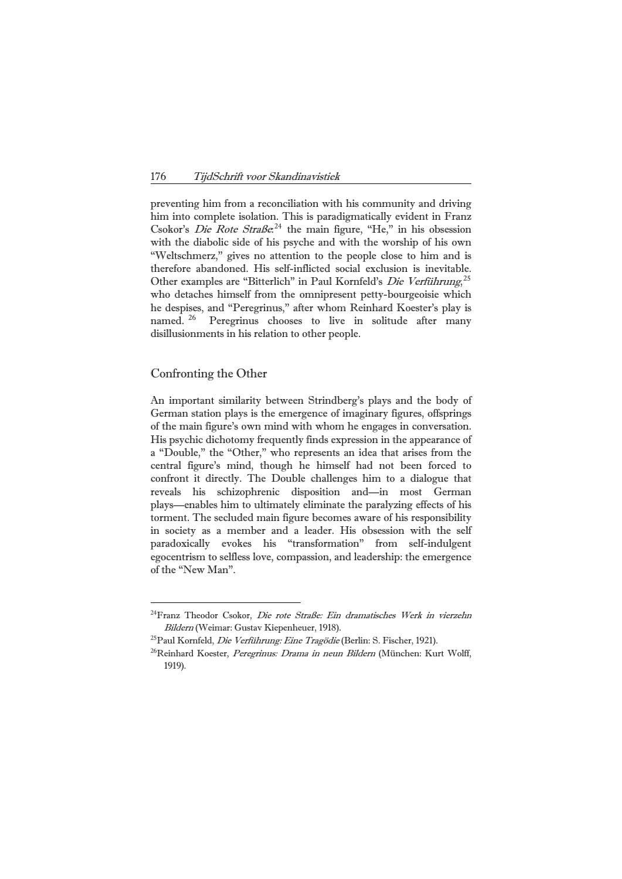preventing him from a reconciliation with his community and driving him into complete isolation. This is paradigmatically evident in Franz Csokor's *Die Rote Straße*:[24] the main figure, "He," in his obsession with the diabolic side of his psyche and with the worship of his own "Weltschmerz," gives no attention to the people close to him and is therefore abandoned. His self-inflicted social exclusion is inevitable. Other examples are "Bitterlich" in Paul Kornfeld's *Die Verführung*,[25] who detaches himself from the omnipresent petty-bourgeoisie which he despises, and "Peregrinus," after whom Reinhard Koester's play is named.[26] Peregrinus chooses to live in solitude after many disillusionments in his relation to other people.

## Confronting the Other

An important similarity between Strindberg's plays and the body of German station plays is the emergence of imaginary figures, offsprings of the main figure's own mind with whom he engages in conversation. His psychic dichotomy frequently finds expression in the appearance of a "Double," the "Other," who represents an idea that arises from the central figure's mind, though he himself had not been forced to confront it directly. The Double challenges him to a dialogue that reveals his schizophrenic disposition and—in most German plays—enables him to ultimately eliminate the paralyzing effects of his torment. The secluded main figure becomes aware of his responsibility in society as a member and a leader. His obsession with the self paradoxically evokes his "transformation" from self-indulgent egocentrism to selfless love, compassion, and leadership: the emergence of the "New Man".

---

[24]Franz Theodor Csokor, *Die rote Straße: Ein dramatisches Werk in vierzehn Bildern* (Weimar: Gustav Kiepenheuer, 1918).

[25]Paul Kornfeld, *Die Verführung: Eine Tragödie* (Berlin: S. Fischer, 1921).

[26]Reinhard Koester, *Peregrinus: Drama in neun Bildern* (München: Kurt Wolff, 1919).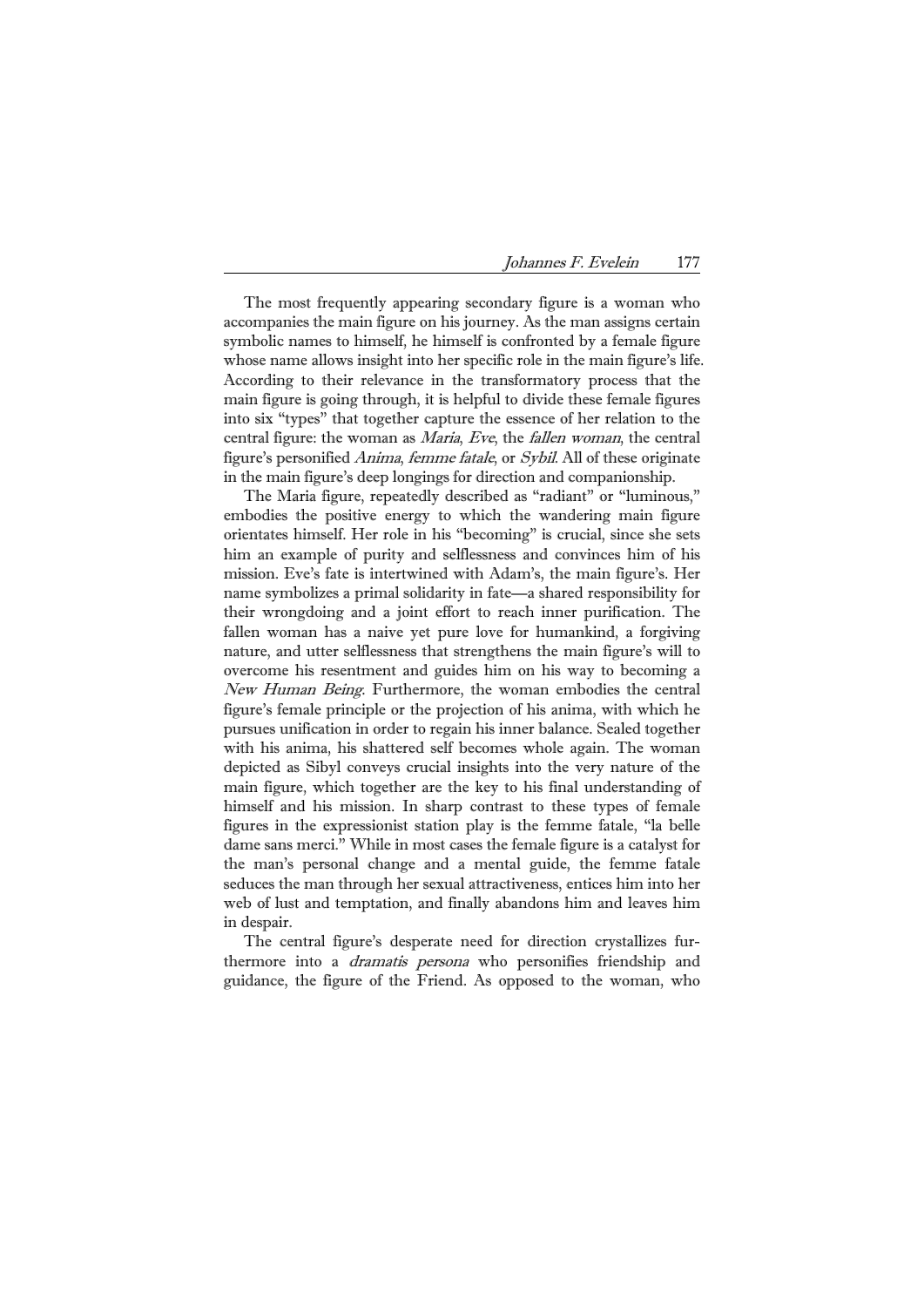The most frequently appearing secondary figure is a woman who accompanies the main figure on his journey. As the man assigns certain symbolic names to himself, he himself is confronted by a female figure whose name allows insight into her specific role in the main figure's life. According to their relevance in the transformatory process that the main figure is going through, it is helpful to divide these female figures into six "types" that together capture the essence of her relation to the central figure: the woman as *Maria*, *Eve*, the *fallen woman*, the central figure's personified *Anima*, *femme fatale*, or *Sybil*. All of these originate in the main figure's deep longings for direction and companionship.

The Maria figure, repeatedly described as "radiant" or "luminous," embodies the positive energy to which the wandering main figure orientates himself. Her role in his "becoming" is crucial, since she sets him an example of purity and selflessness and convinces him of his mission. Eve's fate is intertwined with Adam's, the main figure's. Her name symbolizes a primal solidarity in fate—a shared responsibility for their wrongdoing and a joint effort to reach inner purification. The fallen woman has a naive yet pure love for humankind, a forgiving nature, and utter selflessness that strengthens the main figure's will to overcome his resentment and guides him on his way to becoming a *New Human Being*. Furthermore, the woman embodies the central figure's female principle or the projection of his anima, with which he pursues unification in order to regain his inner balance. Sealed together with his anima, his shattered self becomes whole again. The woman depicted as Sibyl conveys crucial insights into the very nature of the main figure, which together are the key to his final understanding of himself and his mission. In sharp contrast to these types of female figures in the expressionist station play is the femme fatale, "la belle dame sans merci." While in most cases the female figure is a catalyst for the man's personal change and a mental guide, the femme fatale seduces the man through her sexual attractiveness, entices him into her web of lust and temptation, and finally abandons him and leaves him in despair.

The central figure's desperate need for direction crystallizes furthermore into a *dramatis persona* who personifies friendship and guidance, the figure of the Friend. As opposed to the woman, who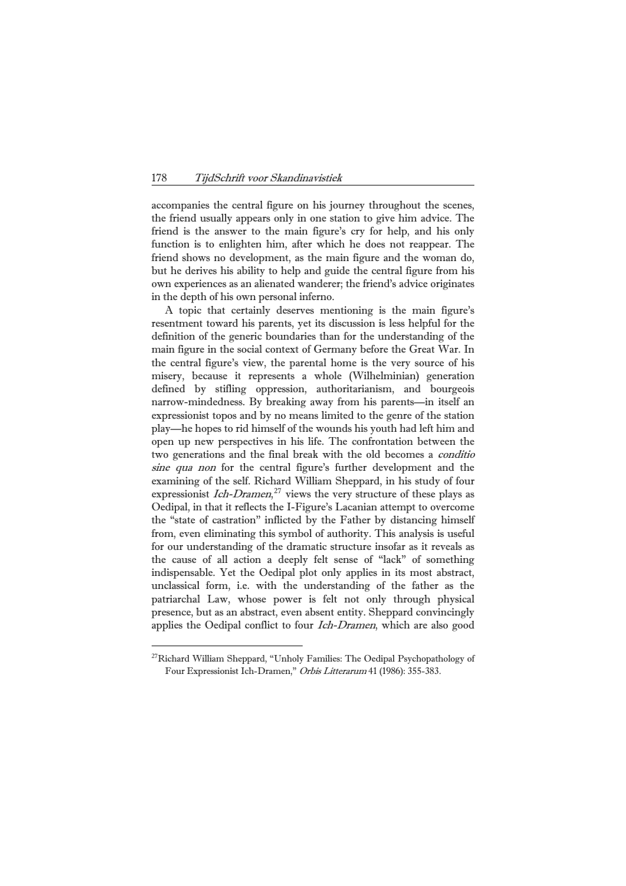accompanies the central figure on his journey throughout the scenes, the friend usually appears only in one station to give him advice. The friend is the answer to the main figure's cry for help, and his only function is to enlighten him, after which he does not reappear. The friend shows no development, as the main figure and the woman do, but he derives his ability to help and guide the central figure from his own experiences as an alienated wanderer; the friend's advice originates in the depth of his own personal inferno.

A topic that certainly deserves mentioning is the main figure's resentment toward his parents, yet its discussion is less helpful for the definition of the generic boundaries than for the understanding of the main figure in the social context of Germany before the Great War. In the central figure's view, the parental home is the very source of his misery, because it represents a whole (Wilhelminian) generation defined by stifling oppression, authoritarianism, and bourgeois narrow-mindedness. By breaking away from his parents—in itself an expressionist topos and by no means limited to the genre of the station play—he hopes to rid himself of the wounds his youth had left him and open up new perspectives in his life. The confrontation between the two generations and the final break with the old becomes a *conditio sine qua non* for the central figure's further development and the examining of the self. Richard William Sheppard, in his study of four expressionist *Ich-Dramen*,[27] views the very structure of these plays as Oedipal, in that it reflects the I-Figure's Lacanian attempt to overcome the "state of castration" inflicted by the Father by distancing himself from, even eliminating this symbol of authority. This analysis is useful for our understanding of the dramatic structure insofar as it reveals as the cause of all action a deeply felt sense of "lack" of something indispensable. Yet the Oedipal plot only applies in its most abstract, unclassical form, i.e. with the understanding of the father as the patriarchal Law, whose power is felt not only through physical presence, but as an abstract, even absent entity. Sheppard convincingly applies the Oedipal conflict to four *Ich-Dramen*, which are also good

[27] Richard William Sheppard, "Unholy Families: The Oedipal Psychopathology of Four Expressionist Ich-Dramen," *Orbis Litterarum* 41 (1986): 355-383.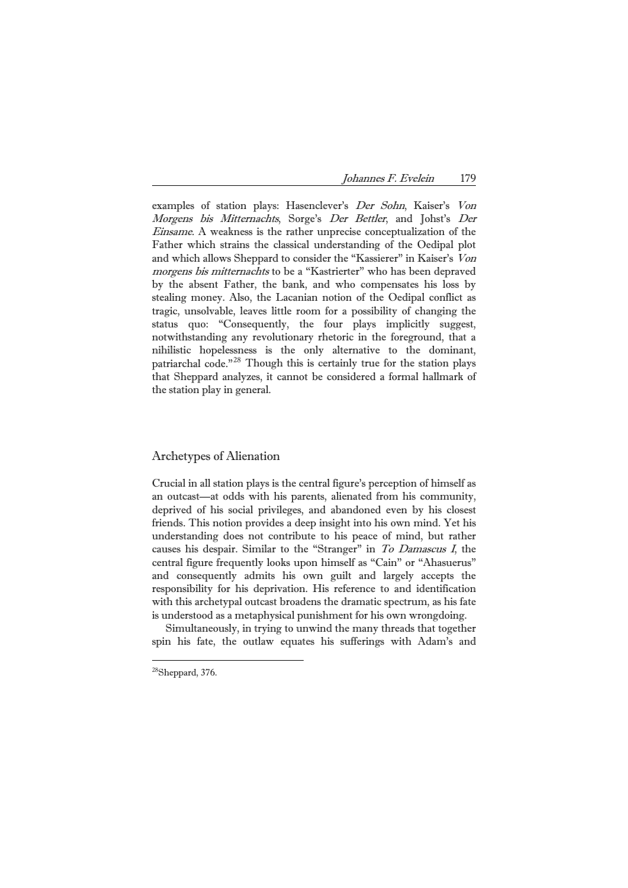examples of station plays: Hasenclever's *Der Sohn*, Kaiser's *Von Morgens bis Mitternachts*, Sorge's *Der Bettler*, and Johst's *Der Einsame*. A weakness is the rather unprecise conceptualization of the Father which strains the classical understanding of the Oedipal plot and which allows Sheppard to consider the "Kassierer" in Kaiser's *Von morgens bis mitternachts* to be a "Kastrierter" who has been depraved by the absent Father, the bank, and who compensates his loss by stealing money. Also, the Lacanian notion of the Oedipal conflict as tragic, unsolvable, leaves little room for a possibility of changing the status quo: "Consequently, the four plays implicitly suggest, notwithstanding any revolutionary rhetoric in the foreground, that a nihilistic hopelessness is the only alternative to the dominant, patriarchal code."[28] Though this is certainly true for the station plays that Sheppard analyzes, it cannot be considered a formal hallmark of the station play in general.

## Archetypes of Alienation

Crucial in all station plays is the central figure's perception of himself as an outcast—at odds with his parents, alienated from his community, deprived of his social privileges, and abandoned even by his closest friends. This notion provides a deep insight into his own mind. Yet his understanding does not contribute to his peace of mind, but rather causes his despair. Similar to the "Stranger" in *To Damascus I*, the central figure frequently looks upon himself as "Cain" or "Ahasuerus" and consequently admits his own guilt and largely accepts the responsibility for his deprivation. His reference to and identification with this archetypal outcast broadens the dramatic spectrum, as his fate is understood as a metaphysical punishment for his own wrongdoing.

Simultaneously, in trying to unwind the many threads that together spin his fate, the outlaw equates his sufferings with Adam's and

[28]Sheppard, 376.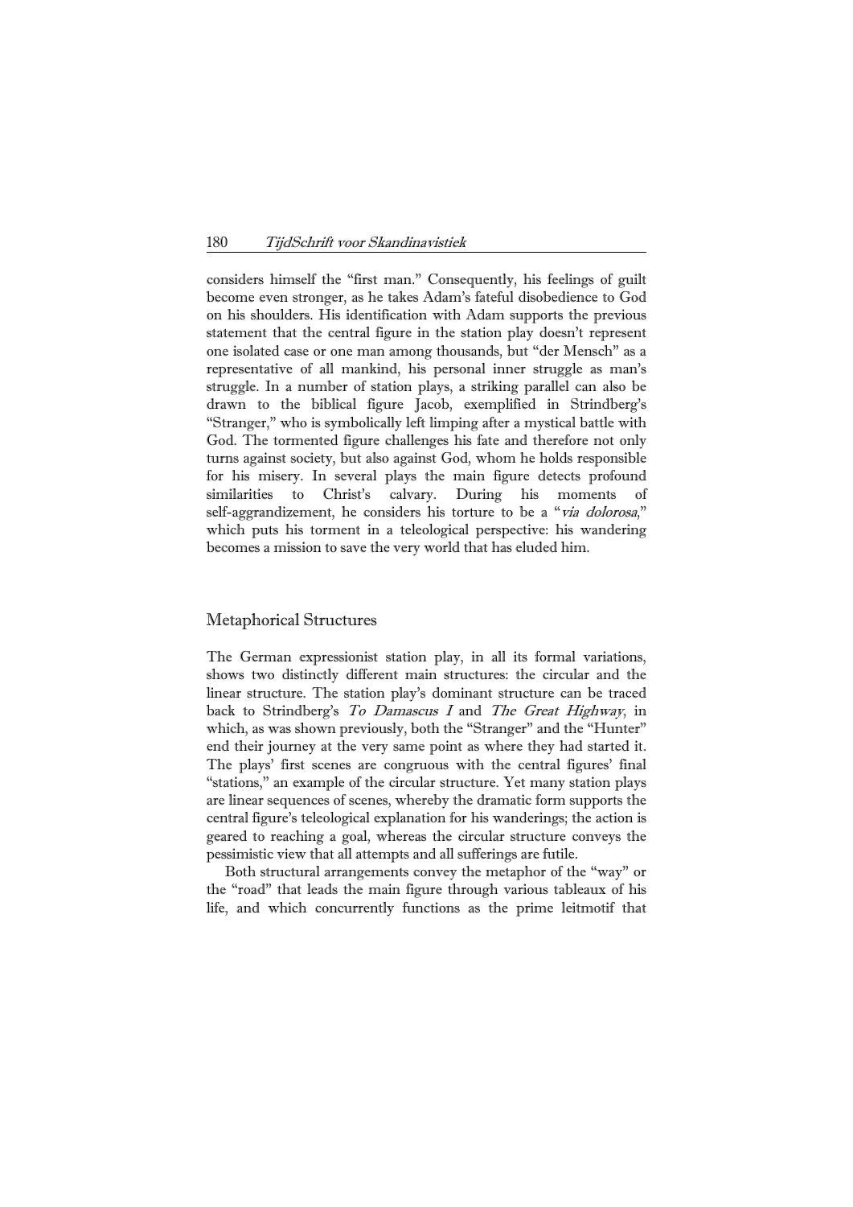considers himself the "first man." Consequently, his feelings of guilt become even stronger, as he takes Adam's fateful disobedience to God on his shoulders. His identification with Adam supports the previous statement that the central figure in the station play doesn't represent one isolated case or one man among thousands, but "der Mensch" as a representative of all mankind, his personal inner struggle as man's struggle. In a number of station plays, a striking parallel can also be drawn to the biblical figure Jacob, exemplified in Strindberg's "Stranger," who is symbolically left limping after a mystical battle with God. The tormented figure challenges his fate and therefore not only turns against society, but also against God, whom he holds responsible for his misery. In several plays the main figure detects profound similarities to Christ's calvary. During his moments of self-aggrandizement, he considers his torture to be a "*via dolorosa*," which puts his torment in a teleological perspective: his wandering becomes a mission to save the very world that has eluded him.

## Metaphorical Structures

The German expressionist station play, in all its formal variations, shows two distinctly different main structures: the circular and the linear structure. The station play's dominant structure can be traced back to Strindberg's *To Damascus I* and *The Great Highway*, in which, as was shown previously, both the "Stranger" and the "Hunter" end their journey at the very same point as where they had started it. The plays' first scenes are congruous with the central figures' final "stations," an example of the circular structure. Yet many station plays are linear sequences of scenes, whereby the dramatic form supports the central figure's teleological explanation for his wanderings; the action is geared to reaching a goal, whereas the circular structure conveys the pessimistic view that all attempts and all sufferings are futile.

Both structural arrangements convey the metaphor of the "way" or the "road" that leads the main figure through various tableaux of his life, and which concurrently functions as the prime leitmotif that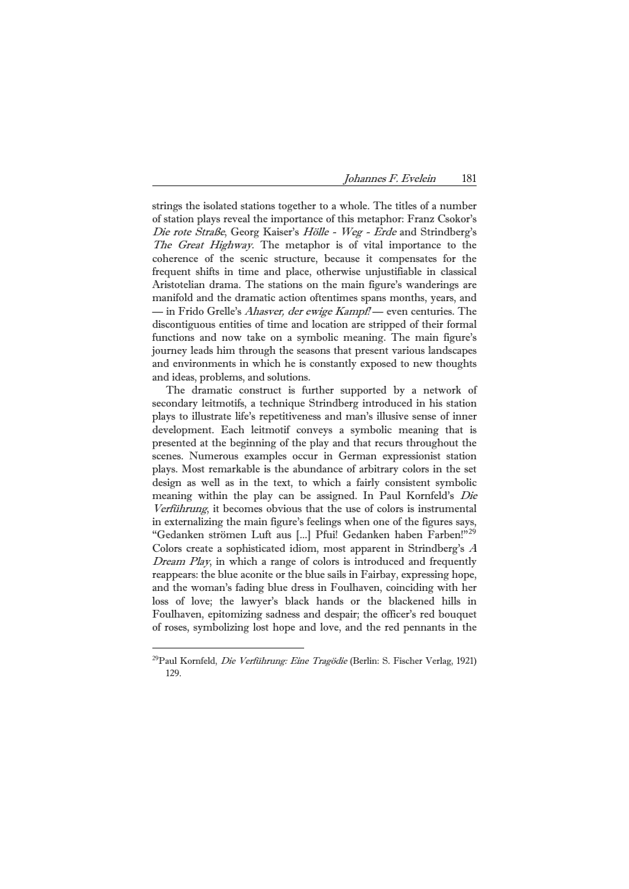strings the isolated stations together to a whole. The titles of a number of station plays reveal the importance of this metaphor: Franz Csokor's *Die rote Straße*, Georg Kaiser's *Hölle - Weg - Erde* and Strindberg's *The Great Highway*. The metaphor is of vital importance to the coherence of the scenic structure, because it compensates for the frequent shifts in time and place, otherwise unjustifiable in classical Aristotelian drama. The stations on the main figure's wanderings are manifold and the dramatic action oftentimes spans months, years, and — in Frido Grelle's *Ahasver, der ewige Kampf!* — even centuries. The discontiguous entities of time and location are stripped of their formal functions and now take on a symbolic meaning. The main figure's journey leads him through the seasons that present various landscapes and environments in which he is constantly exposed to new thoughts and ideas, problems, and solutions.

The dramatic construct is further supported by a network of secondary leitmotifs, a technique Strindberg introduced in his station plays to illustrate life's repetitiveness and man's illusive sense of inner development. Each leitmotif conveys a symbolic meaning that is presented at the beginning of the play and that recurs throughout the scenes. Numerous examples occur in German expressionist station plays. Most remarkable is the abundance of arbitrary colors in the set design as well as in the text, to which a fairly consistent symbolic meaning within the play can be assigned. In Paul Kornfeld's *Die Verführung*, it becomes obvious that the use of colors is instrumental in externalizing the main figure's feelings when one of the figures says, "Gedanken strömen Luft aus [...] Pfui! Gedanken haben Farben!"[29] Colors create a sophisticated idiom, most apparent in Strindberg's *A Dream Play*, in which a range of colors is introduced and frequently reappears: the blue aconite or the blue sails in Fairbay, expressing hope, and the woman's fading blue dress in Foulhaven, coinciding with her loss of love; the lawyer's black hands or the blackened hills in Foulhaven, epitomizing sadness and despair; the officer's red bouquet of roses, symbolizing lost hope and love, and the red pennants in the

---

[29] Paul Kornfeld, *Die Verführung: Eine Tragödie* (Berlin: S. Fischer Verlag, 1921) 129.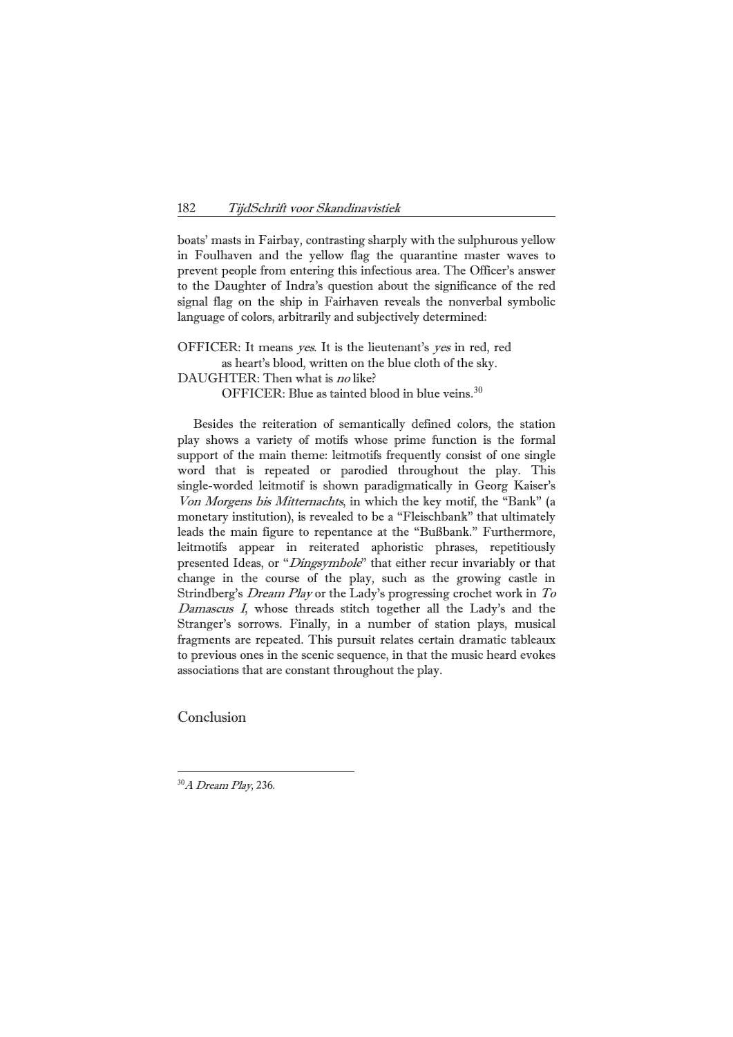boats' masts in Fairbay, contrasting sharply with the sulphurous yellow in Foulhaven and the yellow flag the quarantine master waves to prevent people from entering this infectious area. The Officer's answer to the Daughter of Indra's question about the significance of the red signal flag on the ship in Fairhaven reveals the nonverbal symbolic language of colors, arbitrarily and subjectively determined:

OFFICER: It means *yes*. It is the lieutenant's *yes* in red, red as heart's blood, written on the blue cloth of the sky.
DAUGHTER: Then what is *no* like?
OFFICER: Blue as tainted blood in blue veins.[30]

Besides the reiteration of semantically defined colors, the station play shows a variety of motifs whose prime function is the formal support of the main theme: leitmotifs frequently consist of one single word that is repeated or parodied throughout the play. This single-worded leitmotif is shown paradigmatically in Georg Kaiser's *Von Morgens bis Mitternachts*, in which the key motif, the "Bank" (a monetary institution), is revealed to be a "Fleischbank" that ultimately leads the main figure to repentance at the "Bußbank." Furthermore, leitmotifs appear in reiterated aphoristic phrases, repetitiously presented Ideas, or "*Dingsymbole*" that either recur invariably or that change in the course of the play, such as the growing castle in Strindberg's *Dream Play* or the Lady's progressing crochet work in *To Damascus I*, whose threads stitch together all the Lady's and the Stranger's sorrows. Finally, in a number of station plays, musical fragments are repeated. This pursuit relates certain dramatic tableaux to previous ones in the scenic sequence, in that the music heard evokes associations that are constant throughout the play.

## Conclusion

---

[30] *A Dream Play*, 236.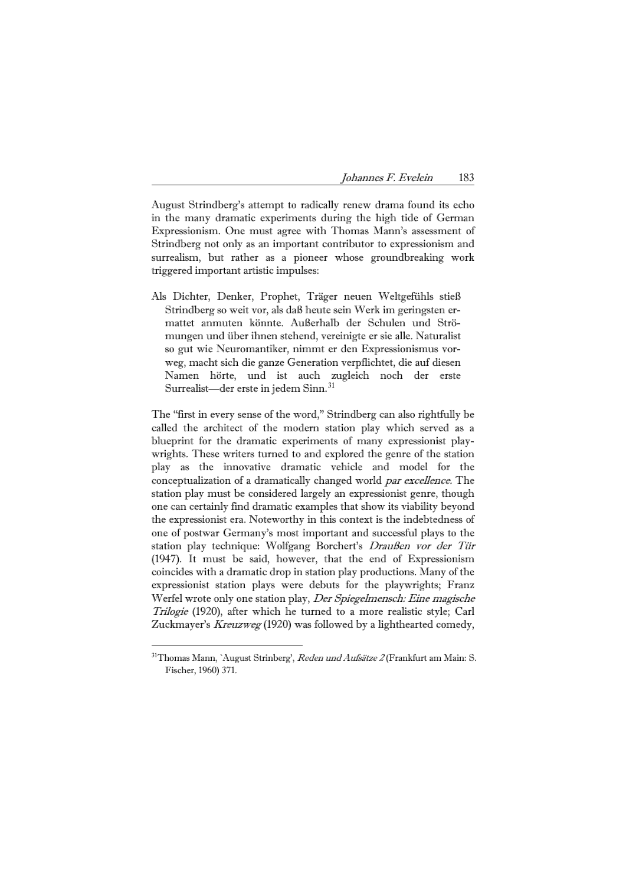August Strindberg's attempt to radically renew drama found its echo in the many dramatic experiments during the high tide of German Expressionism. One must agree with Thomas Mann's assessment of Strindberg not only as an important contributor to expressionism and surrealism, but rather as a pioneer whose groundbreaking work triggered important artistic impulses:

> Als Dichter, Denker, Prophet, Träger neuen Weltgefühls stieß Strindberg so weit vor, als daß heute sein Werk im geringsten ermattet anmuten könnte. Außerhalb der Schulen und Strömungen und über ihnen stehend, vereinigte er sie alle. Naturalist so gut wie Neuromantiker, nimmt er den Expressionismus vorweg, macht sich die ganze Generation verpflichtet, die auf diesen Namen hörte, und ist auch zugleich noch der erste Surrealist—der erste in jedem Sinn.[31]

The "first in every sense of the word," Strindberg can also rightfully be called the architect of the modern station play which served as a blueprint for the dramatic experiments of many expressionist playwrights. These writers turned to and explored the genre of the station play as the innovative dramatic vehicle and model for the conceptualization of a dramatically changed world *par excellence.* The station play must be considered largely an expressionist genre, though one can certainly find dramatic examples that show its viability beyond the expressionist era. Noteworthy in this context is the indebtedness of one of postwar Germany's most important and successful plays to the station play technique: Wolfgang Borchert's *Draußen vor der Tür* (1947). It must be said, however, that the end of Expressionism coincides with a dramatic drop in station play productions. Many of the expressionist station plays were debuts for the playwrights; Franz Werfel wrote only one station play, *Der Spiegelmensch: Eine magische Trilogie* (1920), after which he turned to a more realistic style; Carl Zuckmayer's *Kreuzweg* (1920) was followed by a lighthearted comedy,

---

[31] Thomas Mann, `August Strinberg', *Reden und Aufsätze 2* (Frankfurt am Main: S. Fischer, 1960) 371.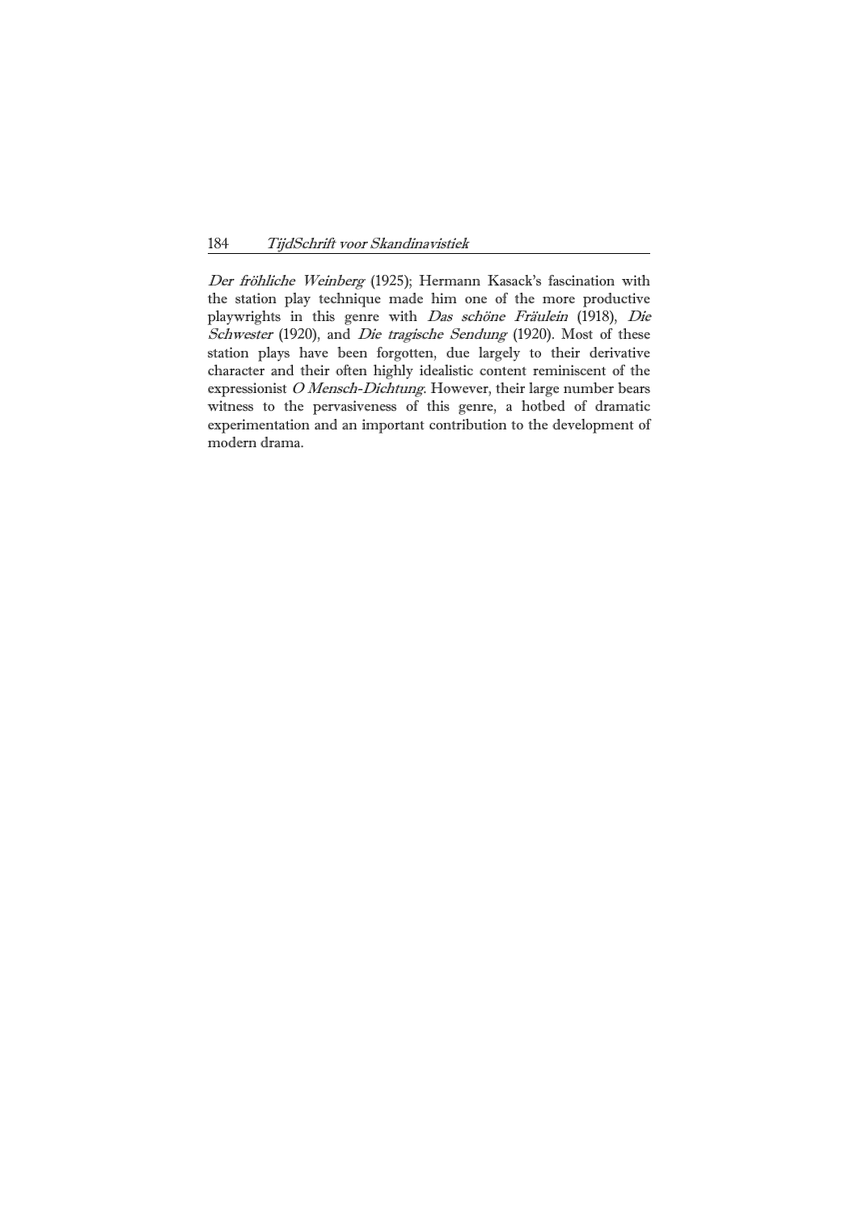*Der fröhliche Weinberg* (1925); Hermann Kasack's fascination with the station play technique made him one of the more productive playwrights in this genre with *Das schöne Fräulein* (1918), *Die Schwester* (1920), and *Die tragische Sendung* (1920). Most of these station plays have been forgotten, due largely to their derivative character and their often highly idealistic content reminiscent of the expressionist *O Mensch-Dichtung*. However, their large number bears witness to the pervasiveness of this genre, a hotbed of dramatic experimentation and an important contribution to the development of modern drama.